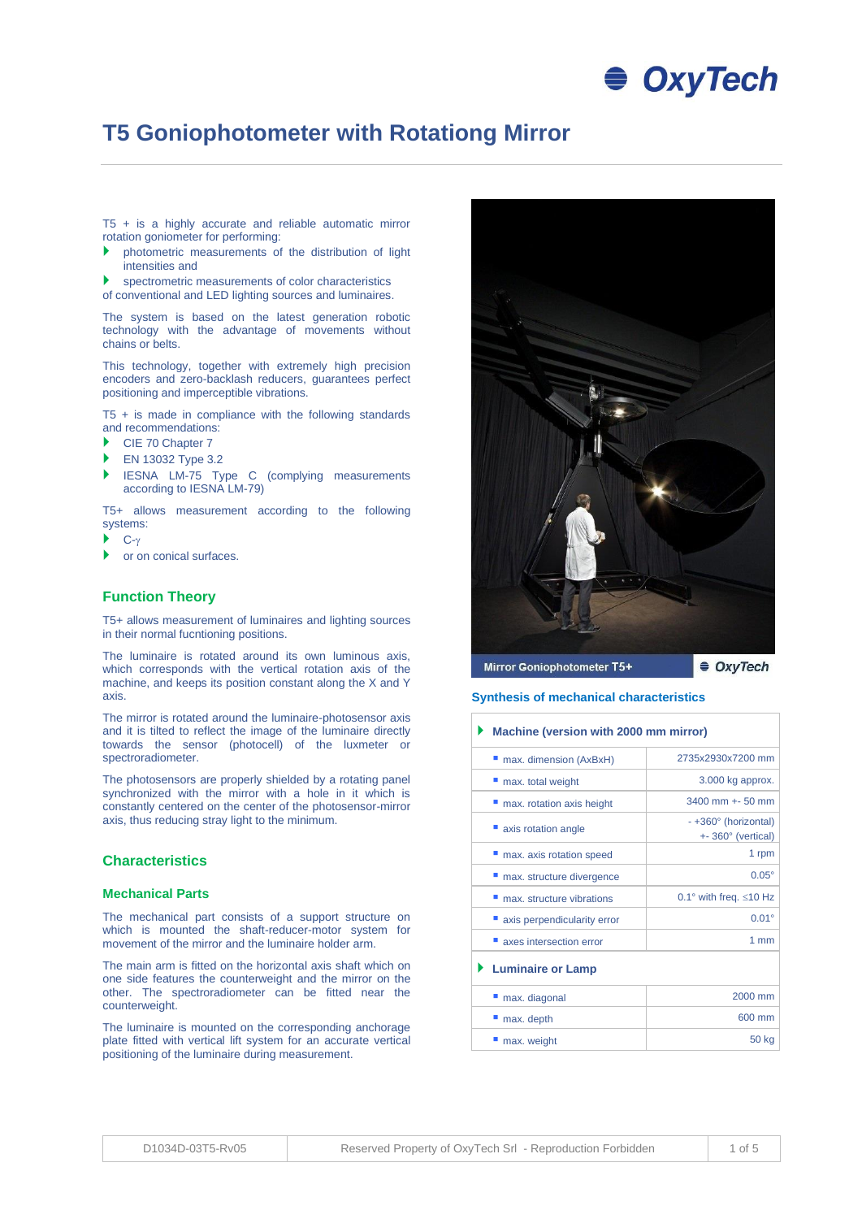# T5 Goniophotometer with Rotationg Mirror

T5 + is a highly accurate and reliable automatic mirror rotation goniometer for performing:

- photometric measurements of the distribution of light intensities and
- spectrometric measurements of color characteristics

of conventional and LED lighting sources and luminaires.

The system is based on the latest generation robotic technology with the advantage of movements without chains or belts.

This technology, together with extremely high precision encoders and zero-backlash reducers, guarantees perfect positioning and imperceptible vibrations.

T5 + is made in compliance with the following standards and recommendations:

- CIE 70 Chapter 7
- EN 13032 Type 3.2
- IESNA LM-75 Type C (complying measurements according to IESNA LM-79)

T5+ allows measurement according to the following systems:

- C-γ
- or on conical surfaces.

## Function Theory

T5+ allows measurement of luminaires and lighting sources in their normal fucntioning positions.

The luminaire is rotated around its own luminous axis, which corresponds with the vertical rotation axis of the machine, and keeps its position constant along the X and Y axis.

The mirror is rotated around the luminaire-photosensor axis and it is tilted to reflect the image of the luminaire directly towards the sensor (photocell) of the luxmeter or spectroradiometer.

The photosensors are properly shielded by a rotating panel synchronized with the mirror with a hole in it which is constantly centered on the center of the photosensor-mirror axis, thus reducing stray light to the minimum.

## Characteristics

### Mechanical Parts

The mechanical part consists of a support structure on which is mounted the shaft-reducer-motor system for movement of the mirror and the luminaire holder arm.

The main arm is fitted on the horizontal axis shaft which on one side features the counterweight and the mirror on the other. The spectroradiometer can be fitted near the counterweight.

The luminaire is mounted on the corresponding anchorage plate fitted with vertical lift system for an accurate vertical positioning of the luminaire during measurement.

Mirror Goniophotometer T5+

### Synthesis of mechanical characteristics

| Machine (version with 2000 mm mirror) | |
|---|---|
| max. dimension (AxBxH) | 2735x2930x7200 mm |
| max. total weight | 3.000 kg approx. |
| max. rotation axis height | 3400 mm +- 50 mm |
| axis rotation angle | - +360° (horizontal) +- 360° (vertical) |
| max. axis rotation speed | 1 rpm |
| max. structure divergence | 0.05° |
| max. structure vibrations | 0.1° with freq. ≤10 Hz |
| axis perpendicularity error | 0.01° |
| axes intersection error | 1 mm |
| **Luminaire or Lamp** | |
| max. diagonal | 2000 mm |
| max. depth | 600 mm |
| max. weight | 50 kg |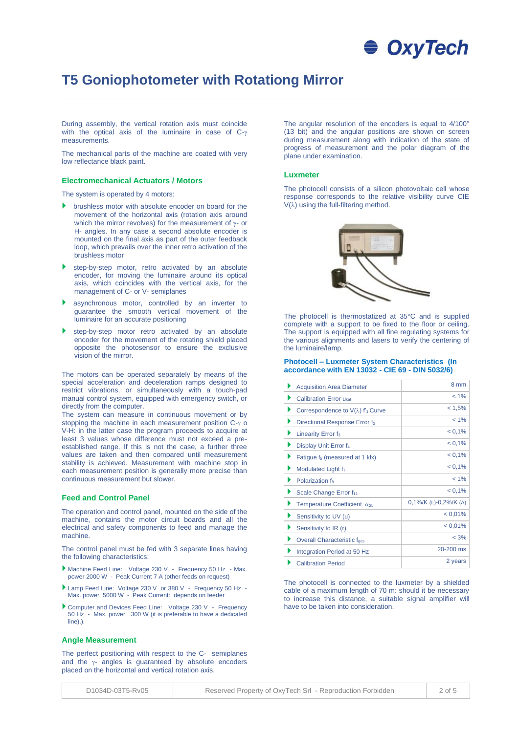# T5 Goniophotometer with Rotationg Mirror

During assembly, the vertical rotation axis must coincide with the optical axis of the luminaire in case of C-γ measurements.

The mechanical parts of the machine are coated with very low reflectance black paint.

### Electromechanical Actuators / Motors

The system is operated by 4 motors:

- brushless motor with absolute encoder on board for the movement of the horizontal axis (rotation axis around which the mirror revolves) for the measurement of γ- or H- angles. In any case a second absolute encoder is mounted on the final axis as part of the outer feedback loop, which prevails over the inner retro activation of the brushless motor
- step-by-step motor, retro activated by an absolute encoder, for moving the luminaire around its optical axis, which coincides with the vertical axis, for the management of C- or V- semiplanes
- asynchronous motor, controlled by an inverter to guarantee the smooth vertical movement of the luminaire for an accurate positioning
- step-by-step motor retro activated by an absolute encoder for the movement of the rotating shield placed opposite the photosensor to ensure the exclusive vision of the mirror.

The motors can be operated separately by means of the special acceleration and deceleration ramps designed to restrict vibrations, or simultaneously with a touch-pad manual control system, equipped with emergency switch, or directly from the computer.
The system can measure in continuous movement or by stopping the machine in each measurement position C-γ o V-H: in the latter case the program proceeds to acquire at least 3 values whose difference must not exceed a pre-established range. If this is not the case, a further three values are taken and then compared until measurement stability is achieved. Measurement with machine stop in each measurement position is generally more precise than continuous measurement but slower.

### Feed and Control Panel

The operation and control panel, mounted on the side of the machine, contains the motor circuit boards and all the electrical and safety components to feed and manage the machine.

The control panel must be fed with 3 separate lines having the following characteristics:

- Machine Feed Line: Voltage 230 V - Frequency 50 Hz - Max. power 2000 W - Peak Current 7 A (other feeds on request)
- Lamp Feed Line: Voltage 230 V or 380 V - Frequency 50 Hz - Max. power 5000 W - Peak Current: depends on feeder
- Computer and Devices Feed Line: Voltage 230 V - Frequency 50 Hz - Max. power 300 W (it is preferable to have a dedicated line).).

### Angle Measurement

The perfect positioning with respect to the C- semiplanes and the γ- angles is guaranteed by absolute encoders placed on the horizontal and vertical rotation axis.

The angular resolution of the encoders is equal to 4/100° (13 bit) and the angular positions are shown on screen during measurement along with indication of the state of progress of measurement and the polar diagram of the plane under examination.

### Luxmeter

The photocell consists of a silicon photovoltaic cell whose response corresponds to the relative visibility curve CIE V(λ) using the full-filtering method.

The photocell is thermostatized at 35°C and is supplied complete with a support to be fixed to the floor or ceiling. The support is equipped with all fine regulating systems for the various alignments and lasers to verify the centering of the luminaire/lamp.

### Photocell – Luxmeter System Characteristics (In accordance with EN 13032 - CIE 69 - DIN 5032/6)

| Characteristic | Value |
|---|---|
| Acquisition Area Diameter | 8 mm |
| Calibration Error $u_{kal}$ | < 1% |
| Correspondence to V(λ) $f'_1$ Curve | < 1,5% |
| Directional Response Error $f_2$ | < 1% |
| Linearity Error $f_3$ | < 0,1% |
| Display Unit Error $f_4$ | < 0,1% |
| Fatigue $f_5$ (measured at 1 klx) | < 0,1% |
| Modulated Light $f_7$ | < 0,1% |
| Polarization $f_8$ | < 1% |
| Scale Change Error $f_{11}$ | < 0,1% |
| Temperature Coefficient $\alpha_{25}$ | 0,1%/K (L)-0,2%/K (A) |
| Sensitivity to UV (u) | < 0,01% |
| Sensitivity to IR (r) | < 0,01% |
| Overall Characteristic $f_{ges}$ | < 3% |
| Integration Period at 50 Hz | 20-200 ms |
| Calibration Period | 2 years |

The photocell is connected to the luxmeter by a shielded cable of a maximum length of 70 m: should it be necessary to increase this distance, a suitable signal amplifier will have to be taken into consideration.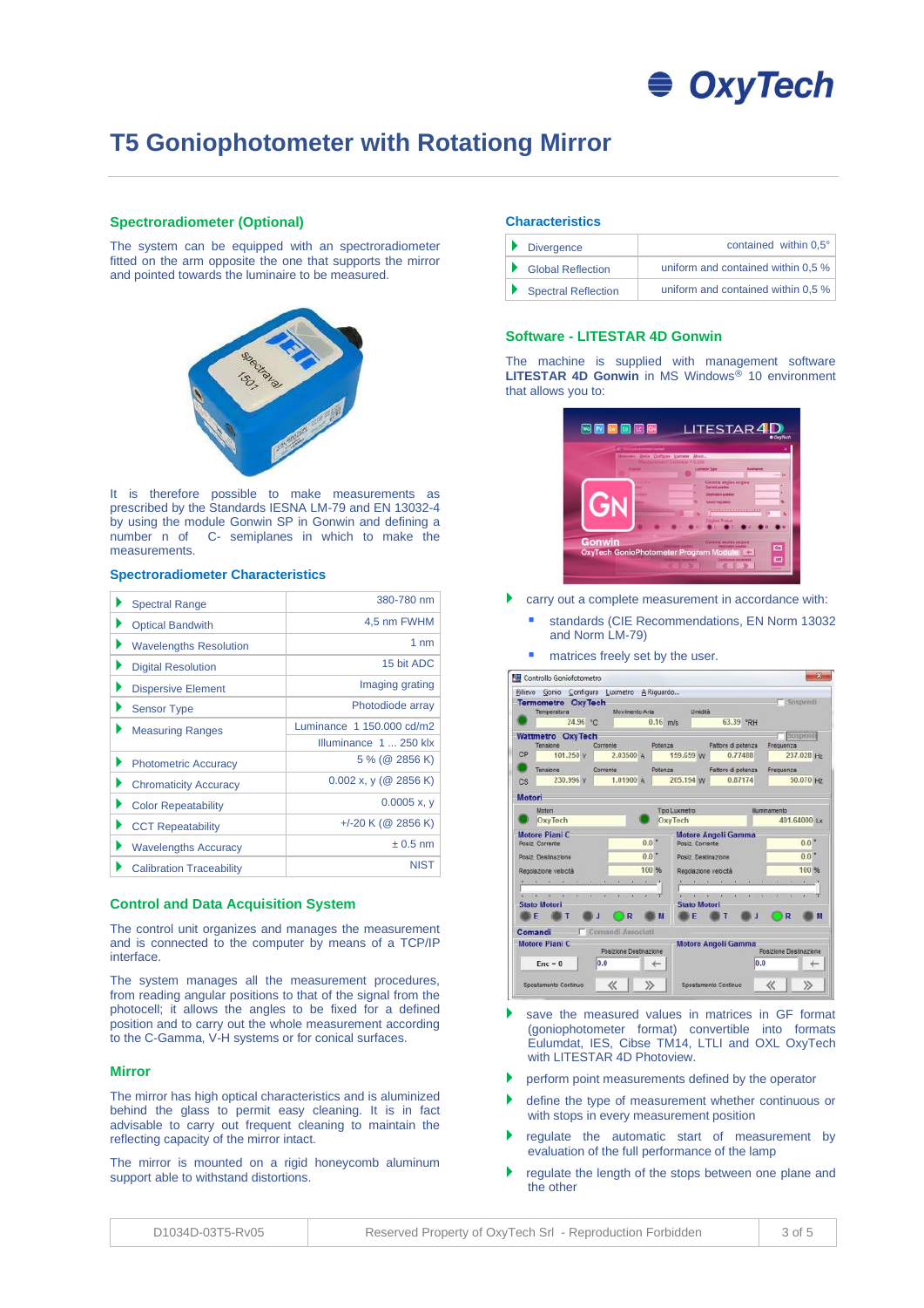# T5 Goniophotometer with Rotationg Mirror

## Spectroradiometer (Optional)

The system can be equipped with an spectroradiometer fitted on the arm opposite the one that supports the mirror and pointed towards the luminaire to be measured.

It is therefore possible to make measurements as prescribed by the Standards IESNA LM-79 and EN 13032-4 by using the module Gonwin SP in Gonwin and defining a number n of C- semiplanes in which to make the measurements.

## Spectroradiometer Characteristics

| | |
|---|---|
| Spectral Range | 380-780 nm |
| Optical Bandwith | 4,5 nm FWHM |
| Wavelengths Resolution | 1 nm |
| Digital Resolution | 15 bit ADC |
| Dispersive Element | Imaging grating |
| Sensor Type | Photodiode array |
| Measuring Ranges | Luminance 1 150.000 cd/m2<br>Illuminance 1 ... 250 klx |
| Photometric Accuracy | 5 % (@ 2856 K) |
| Chromaticity Accuracy | 0.002 x, y (@ 2856 K) |
| Color Repeatability | 0.0005 x, y |
| CCT Repeatability | +/-20 K (@ 2856 K) |
| Wavelengths Accuracy | ± 0.5 nm |
| Calibration Traceability | NIST |

## Control and Data Acquisition System

The control unit organizes and manages the measurement and is connected to the computer by means of a TCP/IP interface.

The system manages all the measurement procedures, from reading angular positions to that of the signal from the photocell; it allows the angles to be fixed for a defined position and to carry out the whole measurement according to the C-Gamma, V-H systems or for conical surfaces.

## Mirror

The mirror has high optical characteristics and is aluminized behind the glass to permit easy cleaning. It is in fact advisable to carry out frequent cleaning to maintain the reflecting capacity of the mirror intact.

The mirror is mounted on a rigid honeycomb aluminum support able to withstand distortions.

## Characteristics

| | |
|---|---|
| Divergence | contained within 0,5° |
| Global Reflection | uniform and contained within 0,5 % |
| Spectral Reflection | uniform and contained within 0,5 % |

## Software - LITESTAR 4D Gonwin

The machine is supplied with management software **LITESTAR 4D Gonwin** in MS Windows® 10 environment that allows you to:

- carry out a complete measurement in accordance with:
  - standards (CIE Recommendations, EN Norm 13032 and Norm LM-79)
  - matrices freely set by the user.
- save the measured values in matrices in GF format (goniophotometer format) convertible into formats Eulumdat, IES, Cibse TM14, LTLI and OXL OxyTech with LITESTAR 4D Photoview.
- perform point measurements defined by the operator
- define the type of measurement whether continuous or with stops in every measurement position
- regulate the automatic start of measurement by evaluation of the full performance of the lamp
- regulate the length of the stops between one plane and the other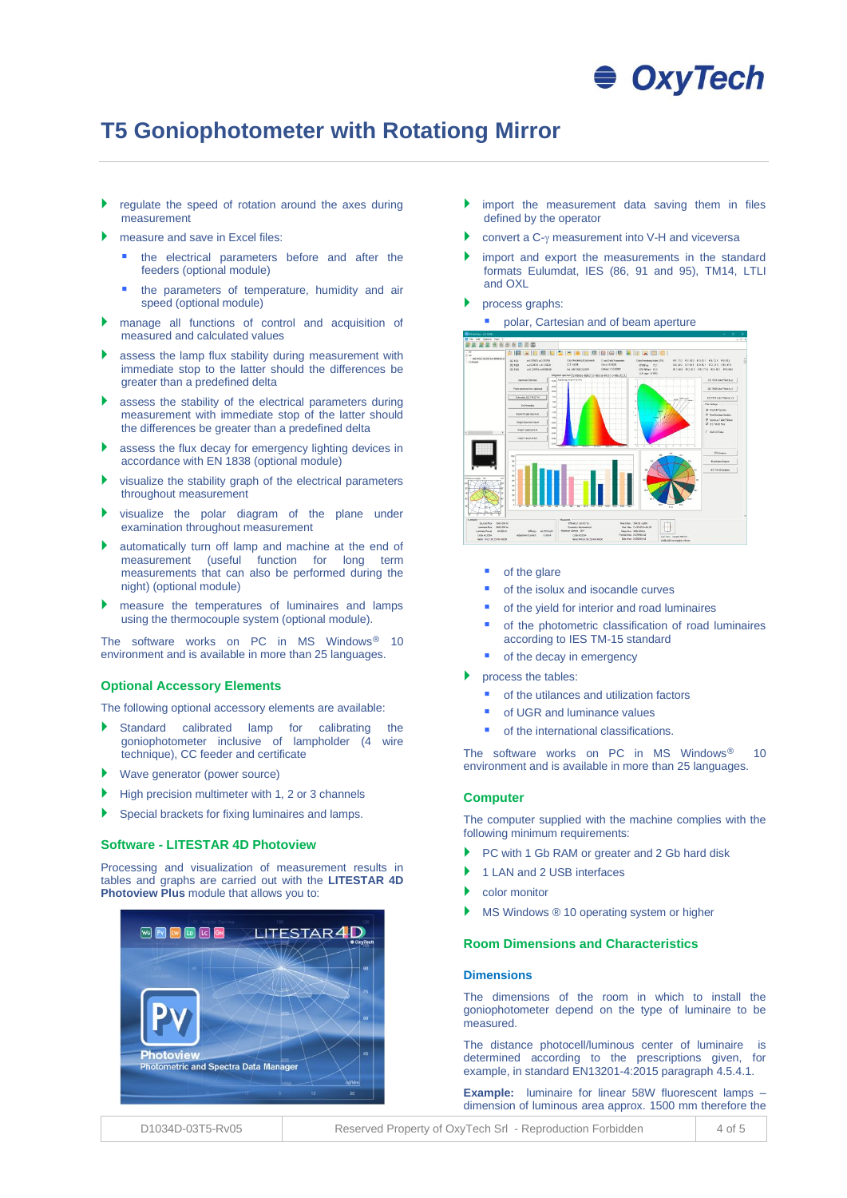# T5 Goniophotometer with Rotationg Mirror

- regulate the speed of rotation around the axes during measurement
- measure and save in Excel files:
  - the electrical parameters before and after the feeders (optional module)
  - the parameters of temperature, humidity and air speed (optional module)
- manage all functions of control and acquisition of measured and calculated values
- assess the lamp flux stability during measurement with immediate stop to the latter should the differences be greater than a predefined delta
- assess the stability of the electrical parameters during measurement with immediate stop of the latter should the differences be greater than a predefined delta
- assess the flux decay for emergency lighting devices in accordance with EN 1838 (optional module)
- visualize the stability graph of the electrical parameters throughout measurement
- visualize the polar diagram of the plane under examination throughout measurement
- automatically turn off lamp and machine at the end of measurement (useful function for long term measurements that can also be performed during the night) (optional module)
- measure the temperatures of luminaires and lamps using the thermocouple system (optional module).

The software works on PC in MS Windows® 10 environment and is available in more than 25 languages.

## Optional Accessory Elements

The following optional accessory elements are available:

- Standard calibrated lamp for calibrating the goniophotometer inclusive of lampholder (4 wire technique), CC feeder and certificate
- Wave generator (power source)
- High precision multimeter with 1, 2 or 3 channels
- Special brackets for fixing luminaires and lamps.

## Software - LITESTAR 4D Photoview

Processing and visualization of measurement results in tables and graphs are carried out with the **LITESTAR 4D Photoview Plus** module that allows you to:

- import the measurement data saving them in files defined by the operator
- convert a C-γ measurement into V-H and viceversa
- import and export the measurements in the standard formats Eulumdat, IES (86, 91 and 95), TM14, LTLI and OXL
- process graphs:
  - polar, Cartesian and of beam aperture
  - of the glare
  - of the isolux and isocandle curves
  - of the yield for interior and road luminaires
  - of the photometric classification of road luminaires according to IES TM-15 standard
  - of the decay in emergency
- process the tables:
  - of the utilances and utilization factors
  - of UGR and luminance values
  - of the international classifications.

The software works on PC in MS Windows® 10 environment and is available in more than 25 languages.

## Computer

The computer supplied with the machine complies with the following minimum requirements:

- PC with 1 Gb RAM or greater and 2 Gb hard disk
- 1 LAN and 2 USB interfaces
- color monitor
- MS Windows ® 10 operating system or higher

## Room Dimensions and Characteristics

### Dimensions

The dimensions of the room in which to install the goniophotometer depend on the type of luminaire to be measured.

The distance photocell/luminous center of luminaire is determined according to the prescriptions given, for example, in standard EN13201-4:2015 paragraph 4.5.4.1.

**Example:** luminaire for linear 58W fluorescent lamps – dimension of luminous area approx. 1500 mm therefore the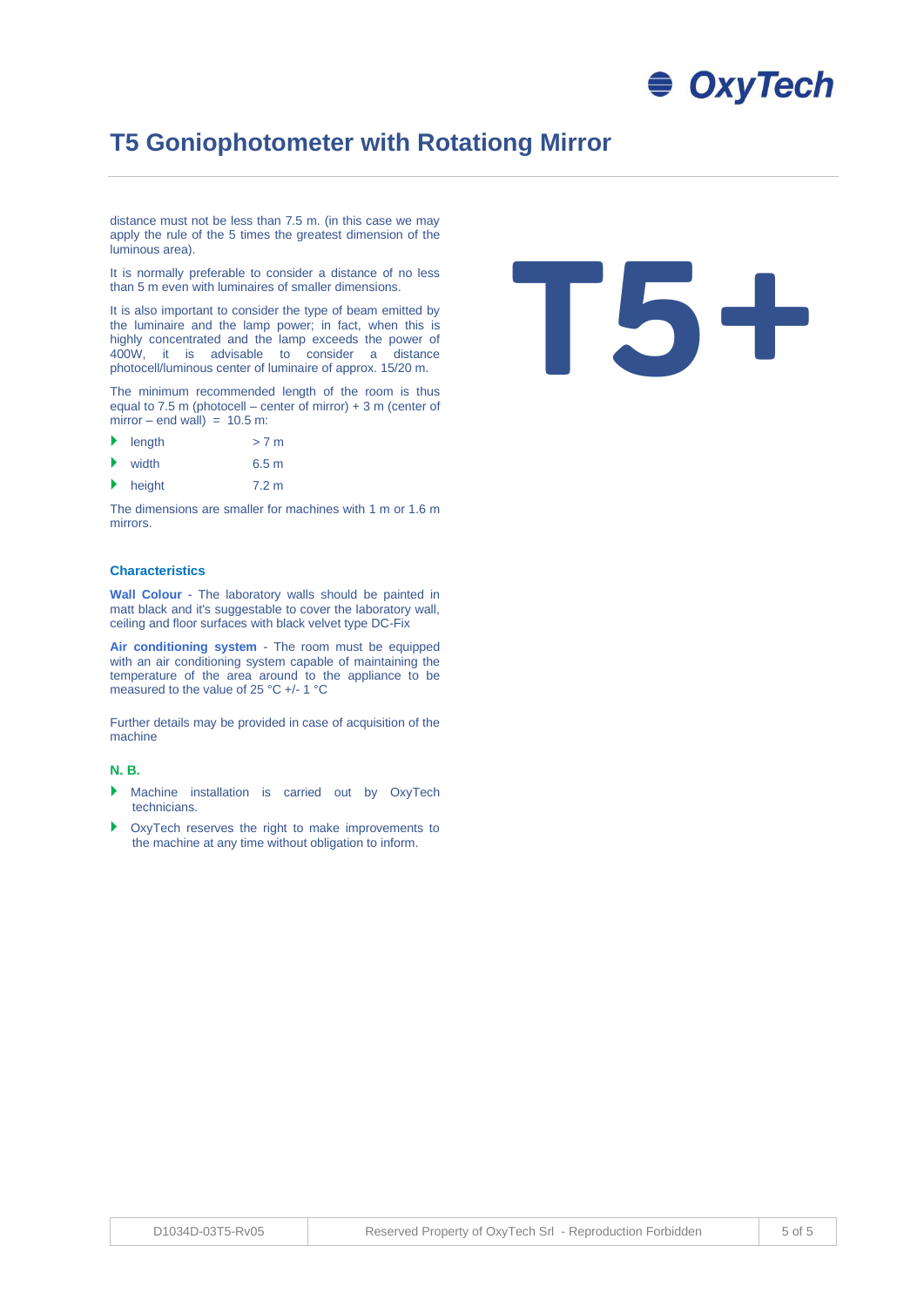# T5 Goniophotometer with Rotationg Mirror

distance must not be less than 7.5 m. (in this case we may apply the rule of the 5 times the greatest dimension of the luminous area).

It is normally preferable to consider a distance of no less than 5 m even with luminaires of smaller dimensions.

It is also important to consider the type of beam emitted by the luminaire and the lamp power; in fact, when this is highly concentrated and the lamp exceeds the power of 400W, it is advisable to consider a distance photocell/luminous center of luminaire of approx. 15/20 m.

The minimum recommended length of the room is thus equal to 7.5 m (photocell – center of mirror) + 3 m (center of mirror – end wall) = 10.5 m:

- length > 7 m
- width 6.5 m
- height 7.2 m

The dimensions are smaller for machines with 1 m or 1.6 m mirrors.

**T5+**

### Characteristics

**Wall Colour** - The laboratory walls should be painted in matt black and it's suggestable to cover the laboratory wall, ceiling and floor surfaces with black velvet type DC-Fix

**Air conditioning system** - The room must be equipped with an air conditioning system capable of maintaining the temperature of the area around to the appliance to be measured to the value of 25 °C +/- 1 °C

Further details may be provided in case of acquisition of the machine

**N. B.**

- Machine installation is carried out by OxyTech technicians.
- OxyTech reserves the right to make improvements to the machine at any time without obligation to inform.